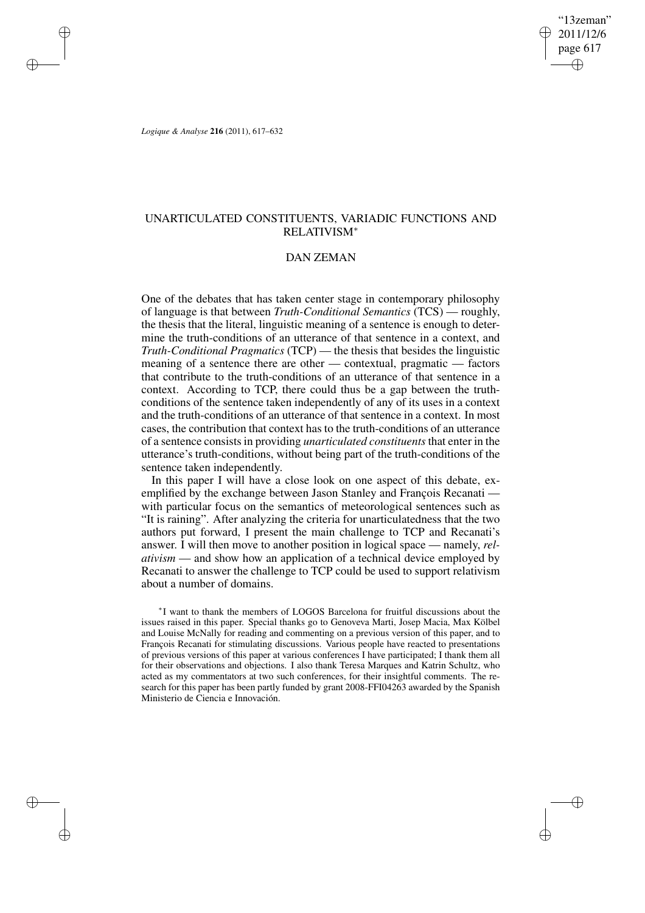# UNARTICULATED CONSTITUENTS, VARIADIC FUNCTIONS AND RELATIVISM*

## DAN ZEMAN

One of the debates that has taken center stage in contemporary philosophy of language is that between *Truth-Conditional Semantics* (TCS) — roughly, the thesis that the literal, linguistic meaning of a sentence is enough to determine the truth-conditions of an utterance of that sentence in a context, and *Truth-Conditional Pragmatics* (TCP) — the thesis that besides the linguistic meaning of a sentence there are other — contextual, pragmatic — factors that contribute to the truth-conditions of an utterance of that sentence in a context. According to TCP, there could thus be a gap between the truth-conditions of the sentence taken independently of any of its uses in a context and the truth-conditions of an utterance of that sentence in a context. In most cases, the contribution that context has to the truth-conditions of an utterance of a sentence consists in providing *unarticulated constituents* that enter in the utterance's truth-conditions, without being part of the truth-conditions of the sentence taken independently.

In this paper I will have a close look on one aspect of this debate, exemplified by the exchange between Jason Stanley and François Recanati — with particular focus on the semantics of meteorological sentences such as "It is raining". After analyzing the criteria for unarticulatedness that the two authors put forward, I present the main challenge to TCP and Recanati's answer. I will then move to another position in logical space — namely, *relativism* — and show how an application of a technical device employed by Recanati to answer the challenge to TCP could be used to support relativism about a number of domains.

*I want to thank the members of LOGOS Barcelona for fruitful discussions about the issues raised in this paper. Special thanks go to Genoveva Marti, Josep Macia, Max Kölbel and Louise McNally for reading and commenting on a previous version of this paper, and to François Recanati for stimulating discussions. Various people have reacted to presentations of previous versions of this paper at various conferences I have participated; I thank them all for their observations and objections. I also thank Teresa Marques and Katrin Schultz, who acted as my commentators at two such conferences, for their insightful comments. The research for this paper has been partly funded by grant 2008-FFI04263 awarded by the Spanish Ministerio de Ciencia e Innovación.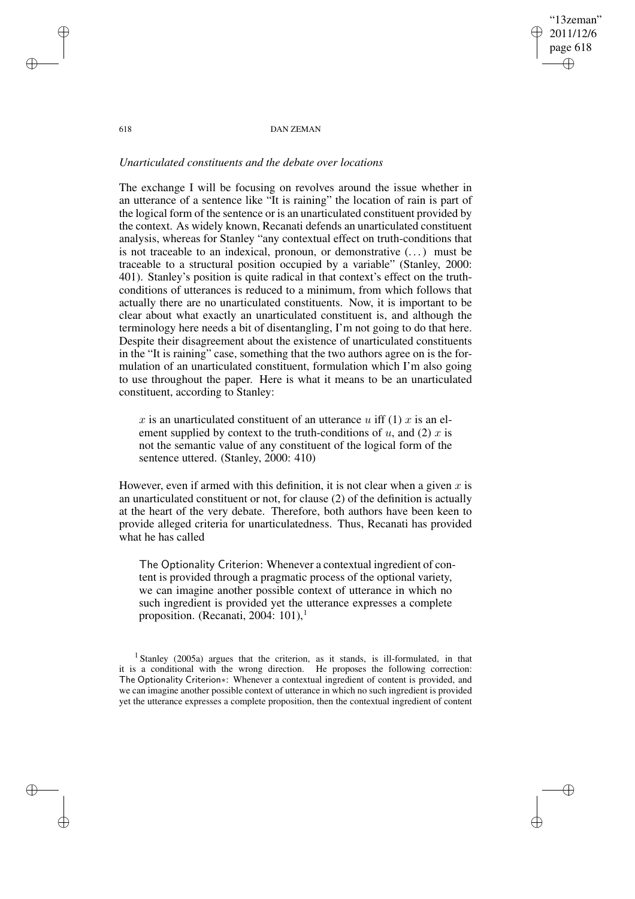## *Unarticulated constituents and the debate over locations*

The exchange I will be focusing on revolves around the issue whether in an utterance of a sentence like "It is raining" the location of rain is part of the logical form of the sentence or is an unarticulated constituent provided by the context. As widely known, Recanati defends an unarticulated constituent analysis, whereas for Stanley "any contextual effect on truth-conditions that is not traceable to an indexical, pronoun, or demonstrative (...) must be traceable to a structural position occupied by a variable" (Stanley, 2000: 401). Stanley's position is quite radical in that context's effect on the truth-conditions of utterances is reduced to a minimum, from which follows that actually there are no unarticulated constituents. Now, it is important to be clear about what exactly an unarticulated constituent is, and although the terminology here needs a bit of disentangling, I'm not going to do that here. Despite their disagreement about the existence of unarticulated constituents in the "It is raining" case, something that the two authors agree on is the formulation of an unarticulated constituent, formulation which I'm also going to use throughout the paper. Here is what it means to be an unarticulated constituent, according to Stanley:

> $x$ is an unarticulated constituent of an utterance $u$ iff (1) $x$ is an element supplied by context to the truth-conditions of $u$, and (2) $x$ is not the semantic value of any constituent of the logical form of the sentence uttered. (Stanley, 2000: 410)

However, even if armed with this definition, it is not clear when a given $x$ is an unarticulated constituent or not, for clause (2) of the definition is actually at the heart of the very debate. Therefore, both authors have been keen to provide alleged criteria for unarticulatedness. Thus, Recanati has provided what he has called

> The Optionality Criterion: Whenever a contextual ingredient of content is provided through a pragmatic process of the optional variety, we can imagine another possible context of utterance in which no such ingredient is provided yet the utterance expresses a complete proposition. (Recanati, 2004: 101),[1]

[1] Stanley (2005a) argues that the criterion, as it stands, is ill-formulated, in that it is a conditional with the wrong direction. He proposes the following correction: The Optionality Criterion∗: Whenever a contextual ingredient of content is provided, and we can imagine another possible context of utterance in which no such ingredient is provided yet the utterance expresses a complete proposition, then the contextual ingredient of content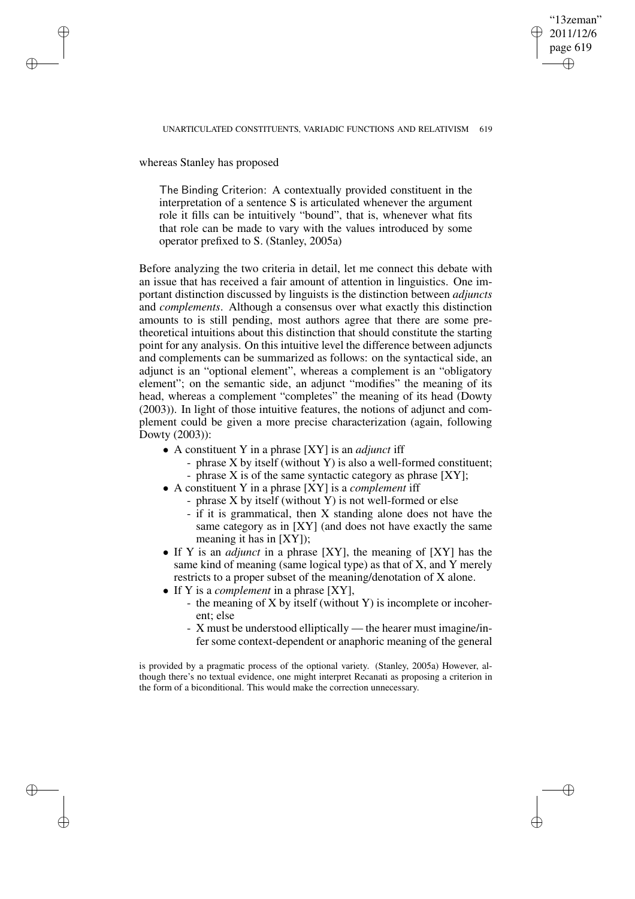whereas Stanley has proposed

> The Binding Criterion: A contextually provided constituent in the interpretation of a sentence S is articulated whenever the argument role it fills can be intuitively "bound", that is, whenever what fits that role can be made to vary with the values introduced by some operator prefixed to S. (Stanley, 2005a)

Before analyzing the two criteria in detail, let me connect this debate with an issue that has received a fair amount of attention in linguistics. One important distinction discussed by linguists is the distinction between *adjuncts* and *complements*. Although a consensus over what exactly this distinction amounts to is still pending, most authors agree that there are some pretheoretical intuitions about this distinction that should constitute the starting point for any analysis. On this intuitive level the difference between adjuncts and complements can be summarized as follows: on the syntactical side, an adjunct is an "optional element", whereas a complement is an "obligatory element"; on the semantic side, an adjunct "modifies" the meaning of its head, whereas a complement "completes" the meaning of its head (Dowty (2003)). In light of those intuitive features, the notions of adjunct and complement could be given a more precise characterization (again, following Dowty (2003)):

- A constituent Y in a phrase [XY] is an *adjunct* iff
  - phrase X by itself (without Y) is also a well-formed constituent;
  - phrase X is of the same syntactic category as phrase [XY];
- A constituent Y in a phrase [XY] is a *complement* iff
  - phrase X by itself (without Y) is not well-formed or else
  - if it is grammatical, then X standing alone does not have the same category as in [XY] (and does not have exactly the same meaning it has in [XY]);
- If Y is an *adjunct* in a phrase [XY], the meaning of [XY] has the same kind of meaning (same logical type) as that of X, and Y merely restricts to a proper subset of the meaning/denotation of X alone.
- If Y is a *complement* in a phrase [XY],
  - the meaning of X by itself (without Y) is incomplete or incoherent; else
  - X must be understood elliptically — the hearer must imagine/infer some context-dependent or anaphoric meaning of the general

is provided by a pragmatic process of the optional variety. (Stanley, 2005a) However, although there's no textual evidence, one might interpret Recanati as proposing a criterion in the form of a biconditional. This would make the correction unnecessary.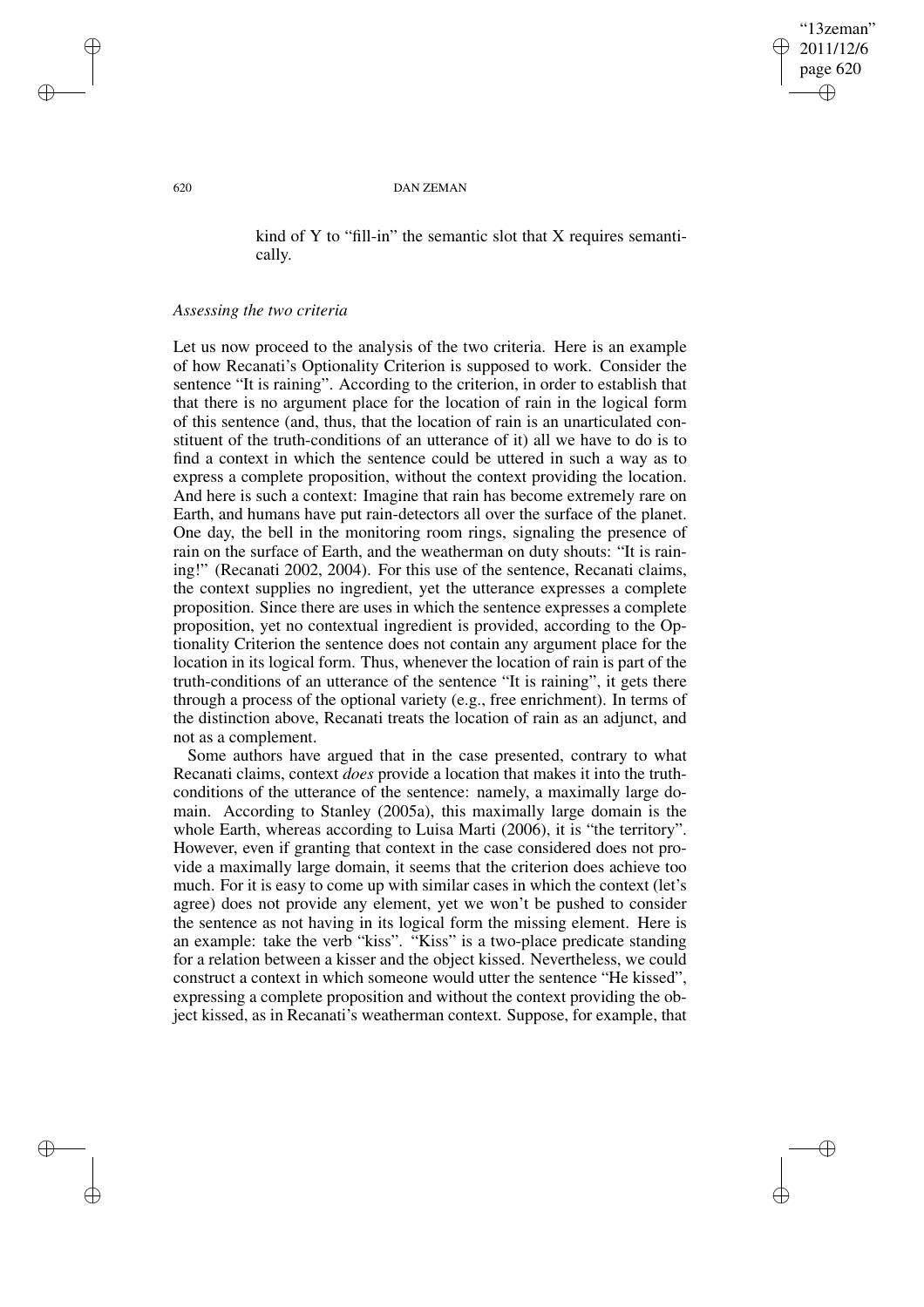kind of Y to "fill-in" the semantic slot that X requires semantically.

*Assessing the two criteria*

Let us now proceed to the analysis of the two criteria. Here is an example of how Recanati's Optionality Criterion is supposed to work. Consider the sentence "It is raining". According to the criterion, in order to establish that that there is no argument place for the location of rain in the logical form of this sentence (and, thus, that the location of rain is an unarticulated constituent of the truth-conditions of an utterance of it) all we have to do is to find a context in which the sentence could be uttered in such a way as to express a complete proposition, without the context providing the location. And here is such a context: Imagine that rain has become extremely rare on Earth, and humans have put rain-detectors all over the surface of the planet. One day, the bell in the monitoring room rings, signaling the presence of rain on the surface of Earth, and the weatherman on duty shouts: "It is raining!" (Recanati 2002, 2004). For this use of the sentence, Recanati claims, the context supplies no ingredient, yet the utterance expresses a complete proposition. Since there are uses in which the sentence expresses a complete proposition, yet no contextual ingredient is provided, according to the Optionality Criterion the sentence does not contain any argument place for the location in its logical form. Thus, whenever the location of rain is part of the truth-conditions of an utterance of the sentence "It is raining", it gets there through a process of the optional variety (e.g., free enrichment). In terms of the distinction above, Recanati treats the location of rain as an adjunct, and not as a complement.

Some authors have argued that in the case presented, contrary to what Recanati claims, context *does* provide a location that makes it into the truth-conditions of the utterance of the sentence: namely, a maximally large domain. According to Stanley (2005a), this maximally large domain is the whole Earth, whereas according to Luisa Marti (2006), it is "the territory". However, even if granting that context in the case considered does not provide a maximally large domain, it seems that the criterion does achieve too much. For it is easy to come up with similar cases in which the context (let's agree) does not provide any element, yet we won't be pushed to consider the sentence as not having in its logical form the missing element. Here is an example: take the verb "kiss". "Kiss" is a two-place predicate standing for a relation between a kisser and the object kissed. Nevertheless, we could construct a context in which someone would utter the sentence "He kissed", expressing a complete proposition and without the context providing the object kissed, as in Recanati's weatherman context. Suppose, for example, that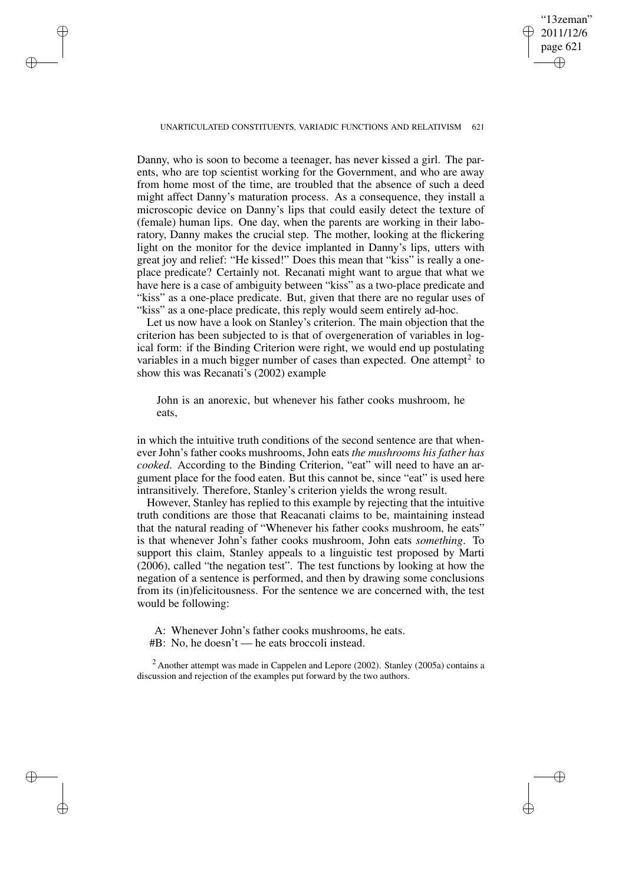Danny, who is soon to become a teenager, has never kissed a girl. The parents, who are top scientist working for the Government, and who are away from home most of the time, are troubled that the absence of such a deed might affect Danny's maturation process. As a consequence, they install a microscopic device on Danny's lips that could easily detect the texture of (female) human lips. One day, when the parents are working in their laboratory, Danny makes the crucial step. The mother, looking at the flickering light on the monitor for the device implanted in Danny's lips, utters with great joy and relief: "He kissed!" Does this mean that "kiss" is really a one-place predicate? Certainly not. Recanati might want to argue that what we have here is a case of ambiguity between "kiss" as a two-place predicate and "kiss" as a one-place predicate. But, given that there are no regular uses of "kiss" as a one-place predicate, this reply would seem entirely ad-hoc.

Let us now have a look on Stanley's criterion. The main objection that the criterion has been subjected to is that of overgeneration of variables in logical form: if the Binding Criterion were right, we would end up postulating variables in a much bigger number of cases than expected. One attempt[2] to show this was Recanati's (2002) example

> John is an anorexic, but whenever his father cooks mushroom, he eats,

in which the intuitive truth conditions of the second sentence are that whenever John's father cooks mushrooms, John eats *the mushrooms his father has cooked*. According to the Binding Criterion, "eat" will need to have an argument place for the food eaten. But this cannot be, since "eat" is used here intransitively. Therefore, Stanley's criterion yields the wrong result.

However, Stanley has replied to this example by rejecting that the intuitive truth conditions are those that Reacanati claims to be, maintaining instead that the natural reading of "Whenever his father cooks mushroom, he eats" is that whenever John's father cooks mushroom, John eats *something*. To support this claim, Stanley appeals to a linguistic test proposed by Marti (2006), called "the negation test". The test functions by looking at how the negation of a sentence is performed, and then by drawing some conclusions from its (in)felicitousness. For the sentence we are concerned with, the test would be following:

> A: Whenever John's father cooks mushrooms, he eats.
> #B: No, he doesn't — he eats broccoli instead.

[2] Another attempt was made in Cappelen and Lepore (2002). Stanley (2005a) contains a discussion and rejection of the examples put forward by the two authors.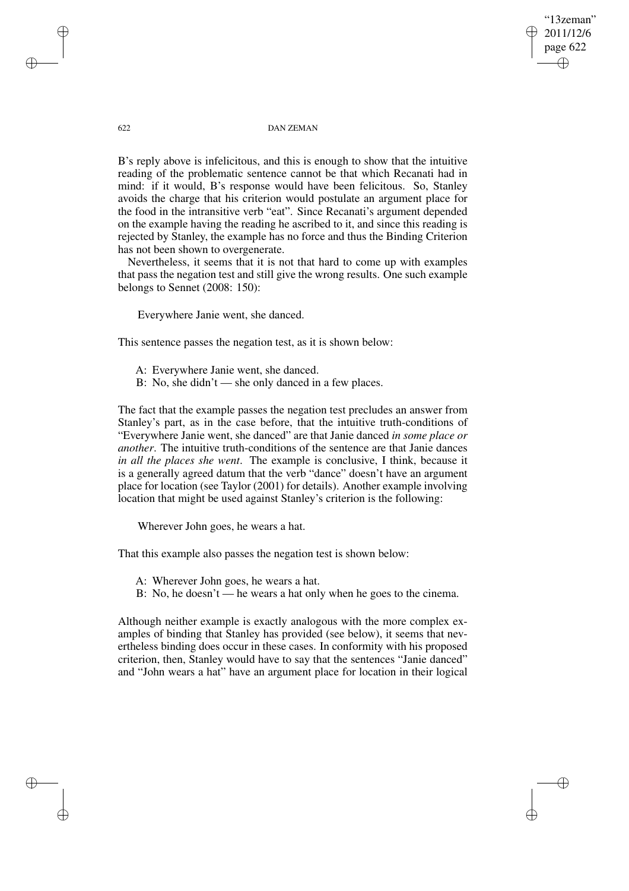B's reply above is infelicitous, and this is enough to show that the intuitive reading of the problematic sentence cannot be that which Recanati had in mind: if it would, B's response would have been felicitous. So, Stanley avoids the charge that his criterion would postulate an argument place for the food in the intransitive verb "eat". Since Recanati's argument depended on the example having the reading he ascribed to it, and since this reading is rejected by Stanley, the example has no force and thus the Binding Criterion has not been shown to overgenerate.

Nevertheless, it seems that it is not that hard to come up with examples that pass the negation test and still give the wrong results. One such example belongs to Sennet (2008: 150):

> Everywhere Janie went, she danced.

This sentence passes the negation test, as it is shown below:

> A: Everywhere Janie went, she danced.
> B: No, she didn't — she only danced in a few places.

The fact that the example passes the negation test precludes an answer from Stanley's part, as in the case before, that the intuitive truth-conditions of "Everywhere Janie went, she danced" are that Janie danced *in some place or another*. The intuitive truth-conditions of the sentence are that Janie dances *in all the places she went*. The example is conclusive, I think, because it is a generally agreed datum that the verb "dance" doesn't have an argument place for location (see Taylor (2001) for details). Another example involving location that might be used against Stanley's criterion is the following:

> Wherever John goes, he wears a hat.

That this example also passes the negation test is shown below:

> A: Wherever John goes, he wears a hat.
> B: No, he doesn't — he wears a hat only when he goes to the cinema.

Although neither example is exactly analogous with the more complex examples of binding that Stanley has provided (see below), it seems that nevertheless binding does occur in these cases. In conformity with his proposed criterion, then, Stanley would have to say that the sentences "Janie danced" and "John wears a hat" have an argument place for location in their logical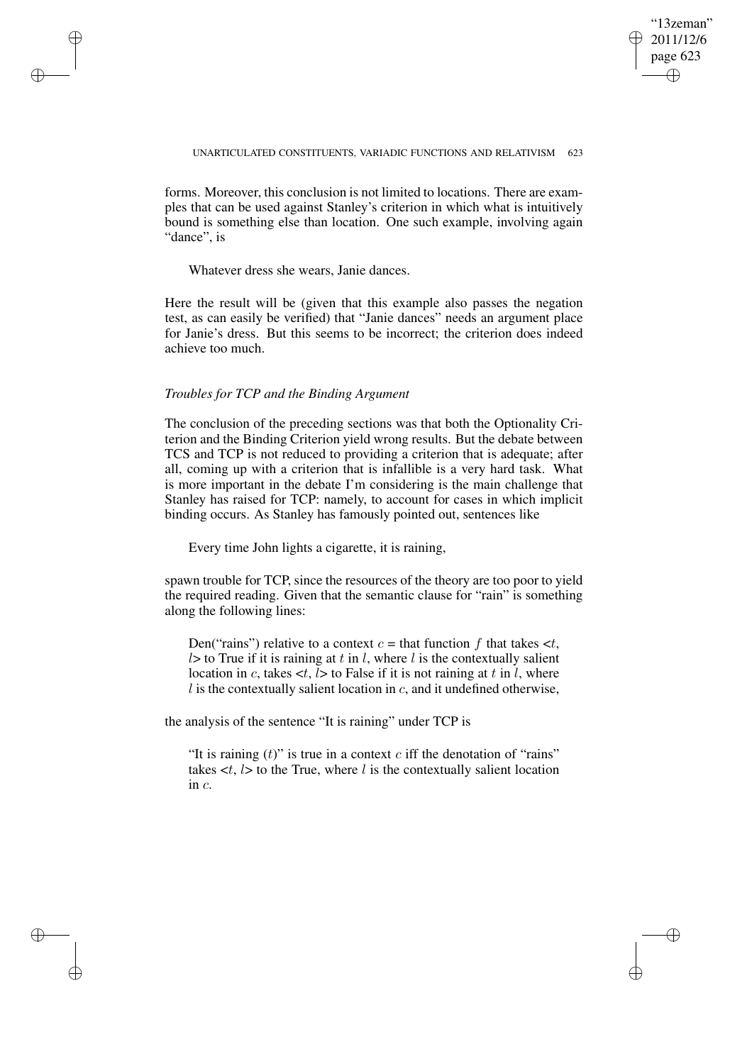forms. Moreover, this conclusion is not limited to locations. There are examples that can be used against Stanley's criterion in which what is intuitively bound is something else than location. One such example, involving again "dance", is

> Whatever dress she wears, Janie dances.

Here the result will be (given that this example also passes the negation test, as can easily be verified) that "Janie dances" needs an argument place for Janie's dress. But this seems to be incorrect; the criterion does indeed achieve too much.

### *Troubles for TCP and the Binding Argument*

The conclusion of the preceding sections was that both the Optionality Criterion and the Binding Criterion yield wrong results. But the debate between TCS and TCP is not reduced to providing a criterion that is adequate; after all, coming up with a criterion that is infallible is a very hard task. What is more important in the debate I'm considering is the main challenge that Stanley has raised for TCP: namely, to account for cases in which implicit binding occurs. As Stanley has famously pointed out, sentences like

> Every time John lights a cigarette, it is raining,

spawn trouble for TCP, since the resources of the theory are too poor to yield the required reading. Given that the semantic clause for "rain" is something along the following lines:

> Den("rains") relative to a context $c$ = that function $f$ that takes $<t, l>$ to True if it is raining at $t$ in $l$, where $l$ is the contextually salient location in $c$, takes $<t, l>$ to False if it is not raining at $t$ in $l$, where $l$ is the contextually salient location in $c$, and it undefined otherwise,

the analysis of the sentence "It is raining" under TCP is

> "It is raining $(t)$" is true in a context $c$ iff the denotation of "rains" takes $<t, l>$ to the True, where $l$ is the contextually salient location in $c$.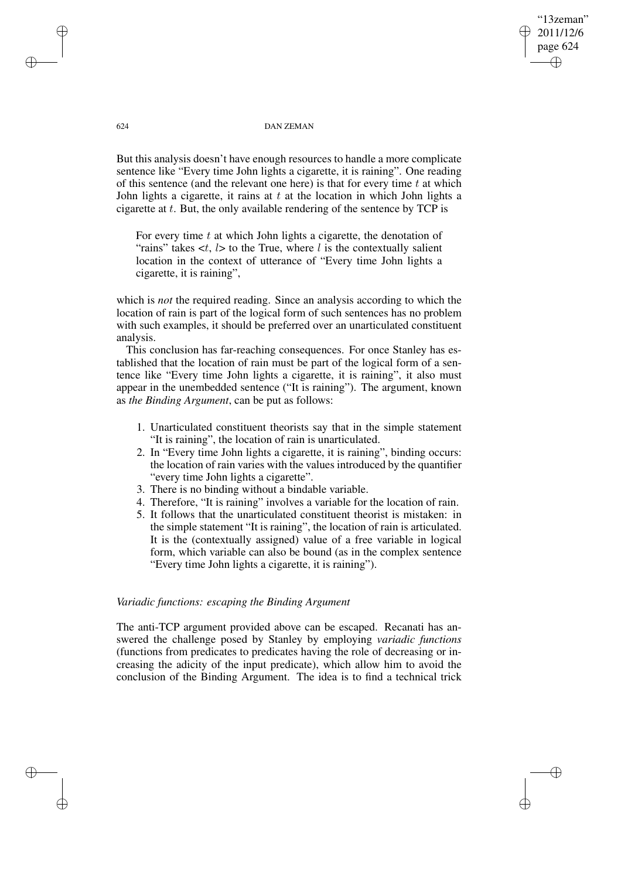But this analysis doesn't have enough resources to handle a more complicate sentence like "Every time John lights a cigarette, it is raining". One reading of this sentence (and the relevant one here) is that for every time $t$ at which John lights a cigarette, it rains at $t$ at the location in which John lights a cigarette at $t$. But, the only available rendering of the sentence by TCP is

> For every time $t$ at which John lights a cigarette, the denotation of "rains" takes $<t, l>$ to the True, where $l$ is the contextually salient location in the context of utterance of "Every time John lights a cigarette, it is raining",

which is *not* the required reading. Since an analysis according to which the location of rain is part of the logical form of such sentences has no problem with such examples, it should be preferred over an unarticulated constituent analysis.

This conclusion has far-reaching consequences. For once Stanley has established that the location of rain must be part of the logical form of a sentence like "Every time John lights a cigarette, it is raining", it also must appear in the unembedded sentence ("It is raining"). The argument, known as *the Binding Argument*, can be put as follows:

1. Unarticulated constituent theorists say that in the simple statement "It is raining", the location of rain is unarticulated.
2. In "Every time John lights a cigarette, it is raining", binding occurs: the location of rain varies with the values introduced by the quantifier "every time John lights a cigarette".
3. There is no binding without a bindable variable.
4. Therefore, "It is raining" involves a variable for the location of rain.
5. It follows that the unarticulated constituent theorist is mistaken: in the simple statement "It is raining", the location of rain is articulated. It is the (contextually assigned) value of a free variable in logical form, which variable can also be bound (as in the complex sentence "Every time John lights a cigarette, it is raining").

### *Variadic functions: escaping the Binding Argument*

The anti-TCP argument provided above can be escaped. Recanati has answered the challenge posed by Stanley by employing *variadic functions* (functions from predicates to predicates having the role of decreasing or increasing the adicity of the input predicate), which allow him to avoid the conclusion of the Binding Argument. The idea is to find a technical trick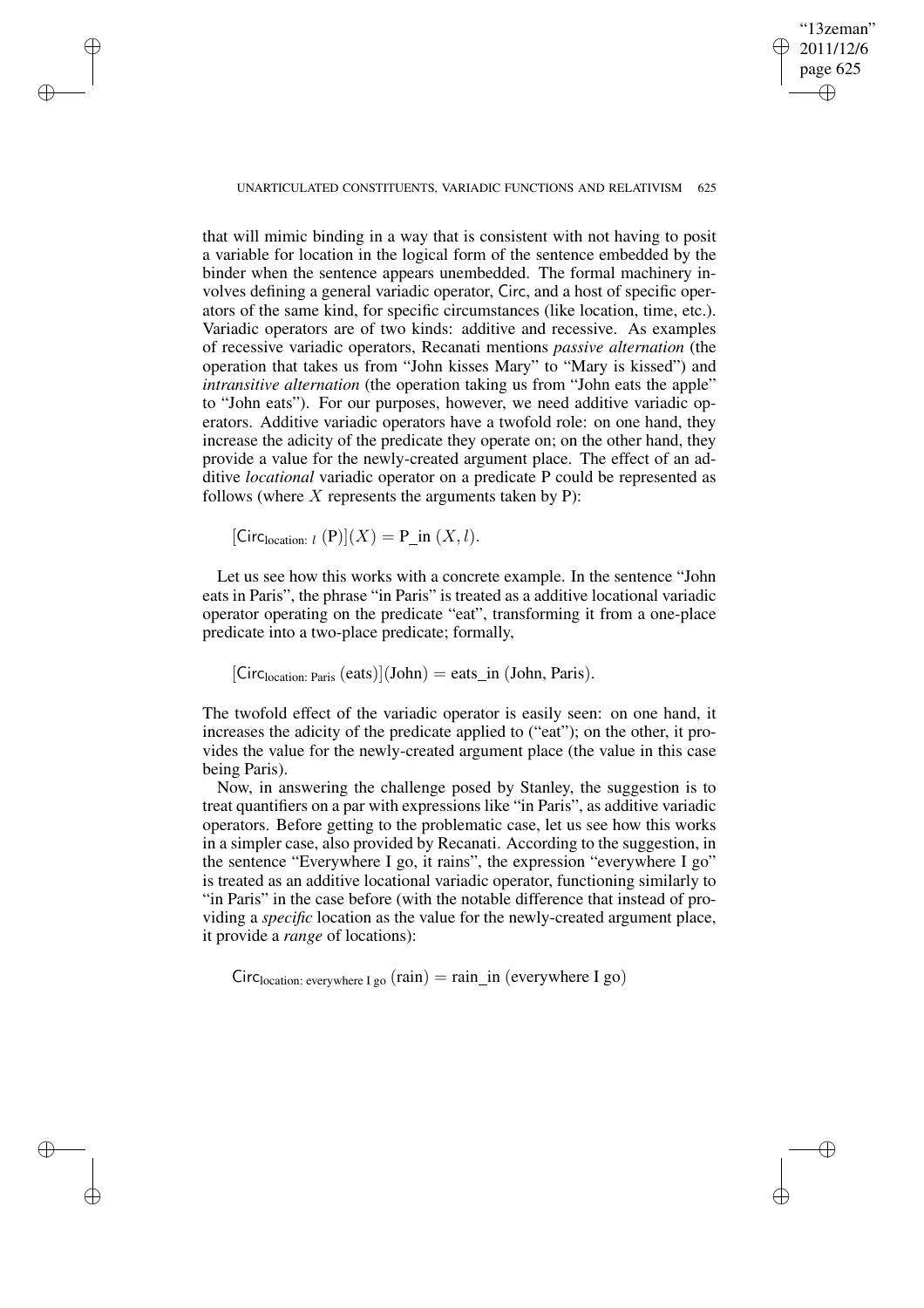that will mimic binding in a way that is consistent with not having to posit a variable for location in the logical form of the sentence embedded by the binder when the sentence appears unembedded. The formal machinery involves defining a general variadic operator, Circ, and a host of specific operators of the same kind, for specific circumstances (like location, time, etc.). Variadic operators are of two kinds: additive and recessive. As examples of recessive variadic operators, Recanati mentions *passive alternation* (the operation that takes us from "John kisses Mary" to "Mary is kissed") and *intransitive alternation* (the operation taking us from "John eats the apple" to "John eats"). For our purposes, however, we need additive variadic operators. Additive variadic operators have a twofold role: on one hand, they increase the adicity of the predicate they operate on; on the other hand, they provide a value for the newly-created argument place. The effect of an additive *locational* variadic operator on a predicate P could be represented as follows (where $X$ represents the arguments taken by P):

$$[\mathsf{Circ}_{\text{location: } l}\ (\text{P})](X) = \text{P\_in}\ (X, l).$$

Let us see how this works with a concrete example. In the sentence "John eats in Paris", the phrase "in Paris" is treated as a additive locational variadic operator operating on the predicate "eat", transforming it from a one-place predicate into a two-place predicate; formally,

$$[\mathsf{Circ}_{\text{location: Paris}}\ (\text{eats})](\text{John}) = \text{eats\_in}\ (\text{John, Paris}).$$

The twofold effect of the variadic operator is easily seen: on one hand, it increases the adicity of the predicate applied to ("eat"); on the other, it provides the value for the newly-created argument place (the value in this case being Paris).

Now, in answering the challenge posed by Stanley, the suggestion is to treat quantifiers on a par with expressions like "in Paris", as additive variadic operators. Before getting to the problematic case, let us see how this works in a simpler case, also provided by Recanati. According to the suggestion, in the sentence "Everywhere I go, it rains", the expression "everywhere I go" is treated as an additive locational variadic operator, functioning similarly to "in Paris" in the case before (with the notable difference that instead of providing a *specific* location as the value for the newly-created argument place, it provide a *range* of locations):

$$\mathsf{Circ}_{\text{location: everywhere I go}}\ (\text{rain}) = \text{rain\_in}\ (\text{everywhere I go})$$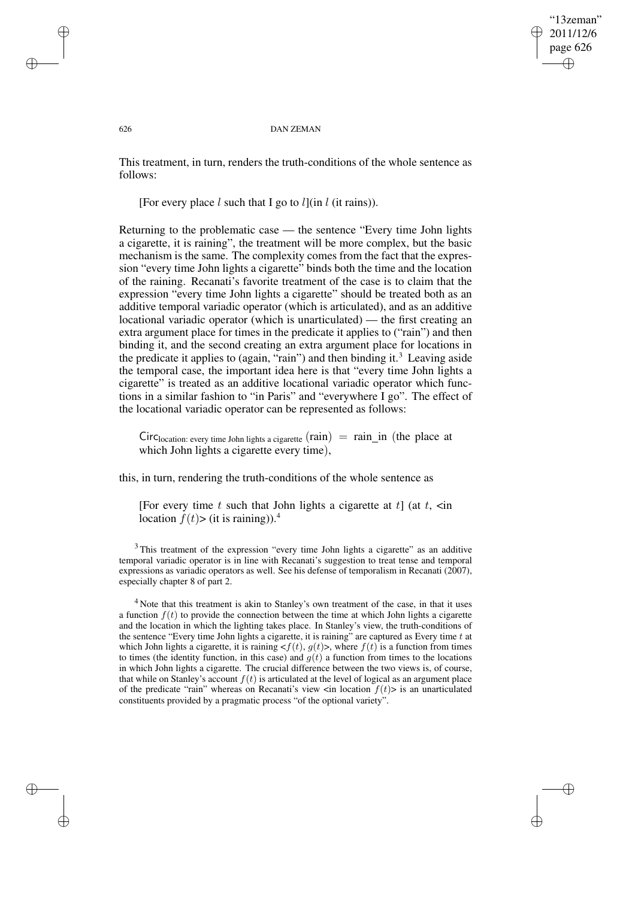This treatment, in turn, renders the truth-conditions of the whole sentence as follows:

[For every place $l$ such that I go to $l$](in $l$ (it rains)).

Returning to the problematic case — the sentence "Every time John lights a cigarette, it is raining", the treatment will be more complex, but the basic mechanism is the same. The complexity comes from the fact that the expression "every time John lights a cigarette" binds both the time and the location of the raining. Recanati's favorite treatment of the case is to claim that the expression "every time John lights a cigarette" should be treated both as an additive temporal variadic operator (which is articulated), and as an additive locational variadic operator (which is unarticulated) — the first creating an extra argument place for times in the predicate it applies to ("rain") and then binding it, and the second creating an extra argument place for locations in the predicate it applies to (again, "rain") and then binding it.[3] Leaving aside the temporal case, the important idea here is that "every time John lights a cigarette" is treated as an additive locational variadic operator which functions in a similar fashion to "in Paris" and "everywhere I go". The effect of the locational variadic operator can be represented as follows:

$\mathsf{Circ}_{\text{location: every time John lights a cigarette}}$ (rain) = rain_in (the place at which John lights a cigarette every time),

this, in turn, rendering the truth-conditions of the whole sentence as

[For every time $t$ such that John lights a cigarette at $t$] (at $t$, <in location $f(t)$> (it is raining)).[4]

[3] This treatment of the expression "every time John lights a cigarette" as an additive temporal variadic operator is in line with Recanati's suggestion to treat tense and temporal expressions as variadic operators as well. See his defense of temporalism in Recanati (2007), especially chapter 8 of part 2.

[4] Note that this treatment is akin to Stanley's own treatment of the case, in that it uses a function $f(t)$ to provide the connection between the time at which John lights a cigarette and the location in which the lighting takes place. In Stanley's view, the truth-conditions of the sentence "Every time John lights a cigarette, it is raining" are captured as Every time $t$ at which John lights a cigarette, it is raining <$f(t)$, $g(t)$>, where $f(t)$ is a function from times to times (the identity function, in this case) and $g(t)$ a function from times to the locations in which John lights a cigarette. The crucial difference between the two views is, of course, that while on Stanley's account $f(t)$ is articulated at the level of logical as an argument place of the predicate "rain" whereas on Recanati's view <in location $f(t)$> is an unarticulated constituents provided by a pragmatic process "of the optional variety".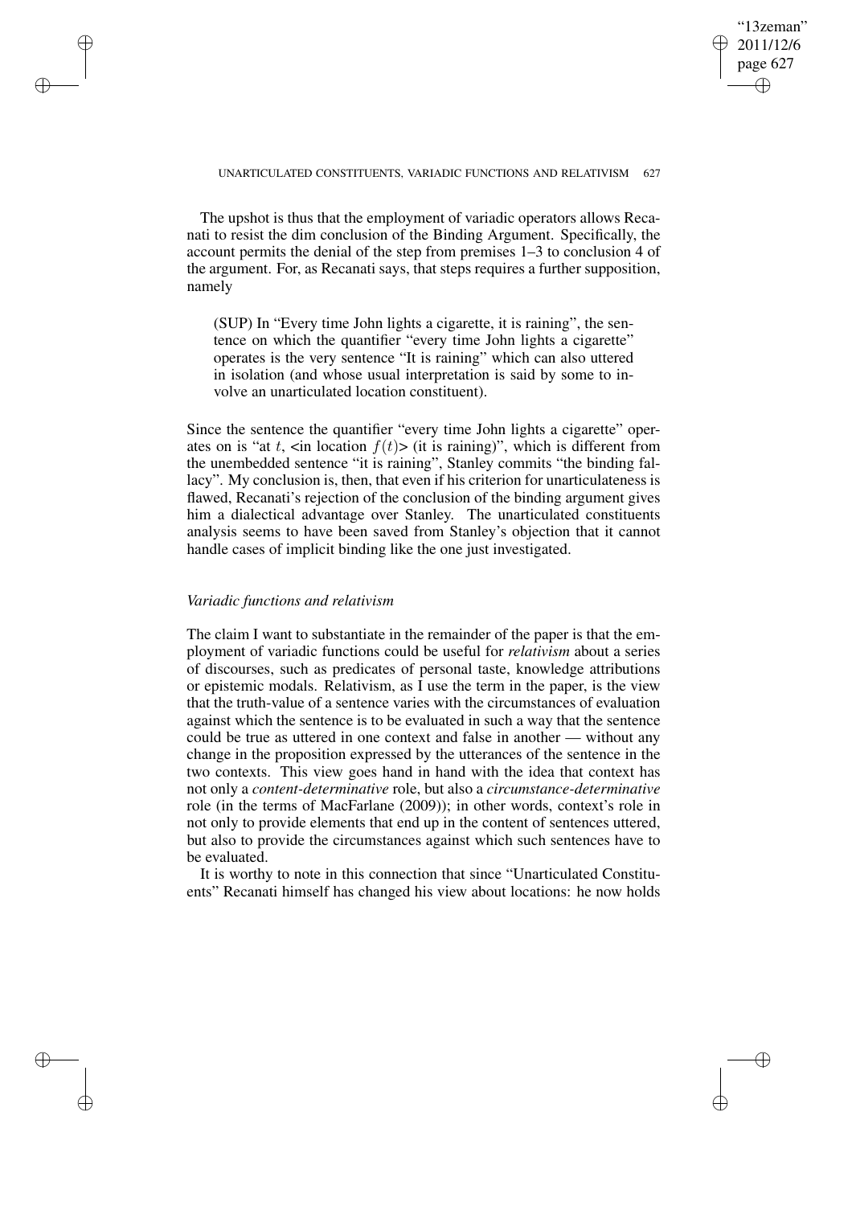The upshot is thus that the employment of variadic operators allows Recanati to resist the dim conclusion of the Binding Argument. Specifically, the account permits the denial of the step from premises 1–3 to conclusion 4 of the argument. For, as Recanati says, that steps requires a further supposition, namely

> (SUP) In "Every time John lights a cigarette, it is raining", the sentence on which the quantifier "every time John lights a cigarette" operates is the very sentence "It is raining" which can also uttered in isolation (and whose usual interpretation is said by some to involve an unarticulated location constituent).

Since the sentence the quantifier "every time John lights a cigarette" operates on is "at $t$, <in location $f(t)$> (it is raining)", which is different from the unembedded sentence "it is raining", Stanley commits "the binding fallacy". My conclusion is, then, that even if his criterion for unarticulateness is flawed, Recanati's rejection of the conclusion of the binding argument gives him a dialectical advantage over Stanley. The unarticulated constituents analysis seems to have been saved from Stanley's objection that it cannot handle cases of implicit binding like the one just investigated.

### *Variadic functions and relativism*

The claim I want to substantiate in the remainder of the paper is that the employment of variadic functions could be useful for *relativism* about a series of discourses, such as predicates of personal taste, knowledge attributions or epistemic modals. Relativism, as I use the term in the paper, is the view that the truth-value of a sentence varies with the circumstances of evaluation against which the sentence is to be evaluated in such a way that the sentence could be true as uttered in one context and false in another — without any change in the proposition expressed by the utterances of the sentence in the two contexts. This view goes hand in hand with the idea that context has not only a *content-determinative* role, but also a *circumstance-determinative* role (in the terms of MacFarlane (2009)); in other words, context's role in not only to provide elements that end up in the content of sentences uttered, but also to provide the circumstances against which such sentences have to be evaluated.

It is worthy to note in this connection that since "Unarticulated Constituents" Recanati himself has changed his view about locations: he now holds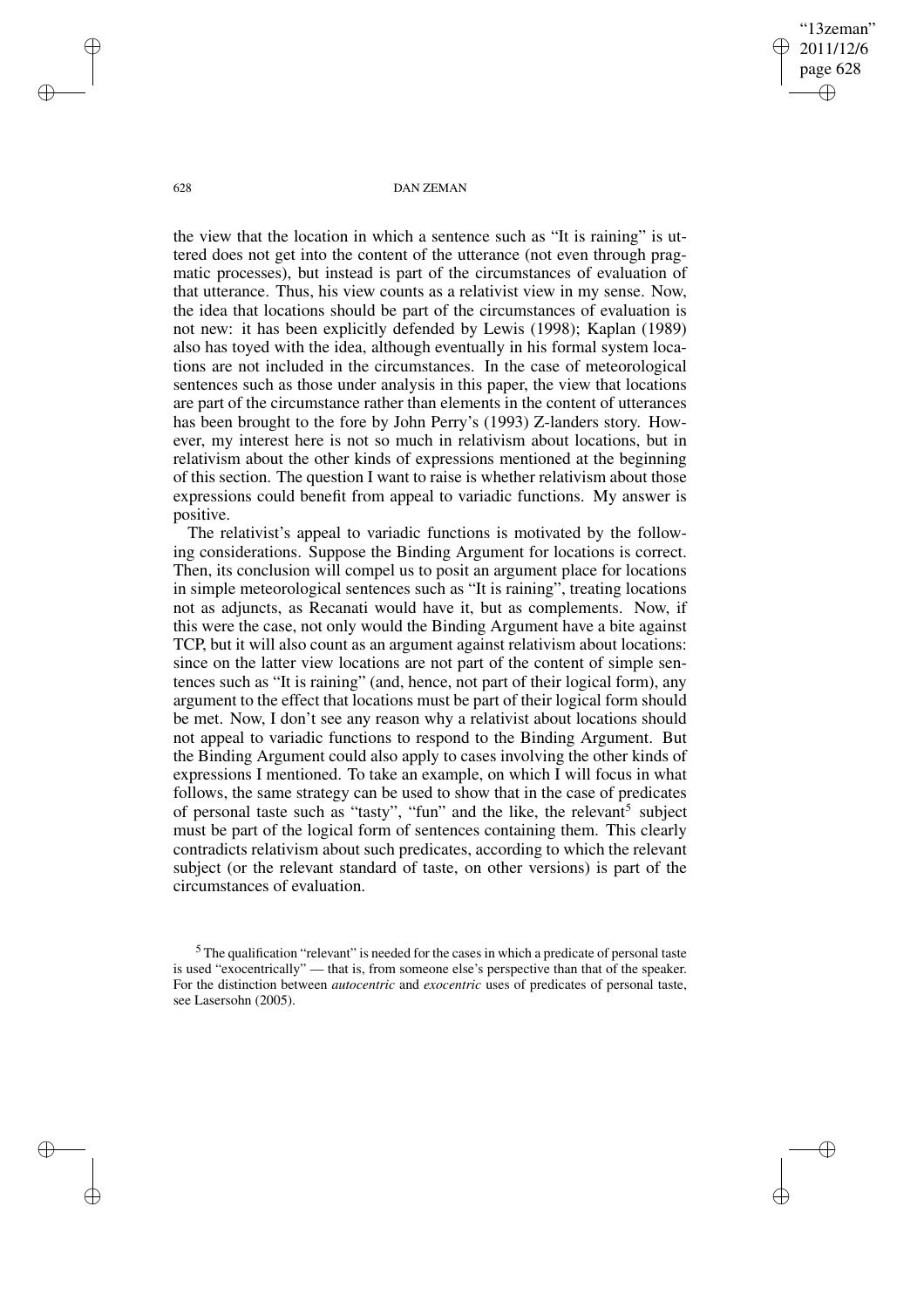the view that the location in which a sentence such as "It is raining" is uttered does not get into the content of the utterance (not even through pragmatic processes), but instead is part of the circumstances of evaluation of that utterance. Thus, his view counts as a relativist view in my sense. Now, the idea that locations should be part of the circumstances of evaluation is not new: it has been explicitly defended by Lewis (1998); Kaplan (1989) also has toyed with the idea, although eventually in his formal system locations are not included in the circumstances. In the case of meteorological sentences such as those under analysis in this paper, the view that locations are part of the circumstance rather than elements in the content of utterances has been brought to the fore by John Perry's (1993) Z-landers story. However, my interest here is not so much in relativism about locations, but in relativism about the other kinds of expressions mentioned at the beginning of this section. The question I want to raise is whether relativism about those expressions could benefit from appeal to variadic functions. My answer is positive.

The relativist's appeal to variadic functions is motivated by the following considerations. Suppose the Binding Argument for locations is correct. Then, its conclusion will compel us to posit an argument place for locations in simple meteorological sentences such as "It is raining", treating locations not as adjuncts, as Recanati would have it, but as complements. Now, if this were the case, not only would the Binding Argument have a bite against TCP, but it will also count as an argument against relativism about locations: since on the latter view locations are not part of the content of simple sentences such as "It is raining" (and, hence, not part of their logical form), any argument to the effect that locations must be part of their logical form should be met. Now, I don't see any reason why a relativist about locations should not appeal to variadic functions to respond to the Binding Argument. But the Binding Argument could also apply to cases involving the other kinds of expressions I mentioned. To take an example, on which I will focus in what follows, the same strategy can be used to show that in the case of predicates of personal taste such as "tasty", "fun" and the like, the relevant[5] subject must be part of the logical form of sentences containing them. This clearly contradicts relativism about such predicates, according to which the relevant subject (or the relevant standard of taste, on other versions) is part of the circumstances of evaluation.

[5] The qualification "relevant" is needed for the cases in which a predicate of personal taste is used "exocentrically" — that is, from someone else's perspective than that of the speaker. For the distinction between *autocentric* and *exocentric* uses of predicates of personal taste, see Lasersohn (2005).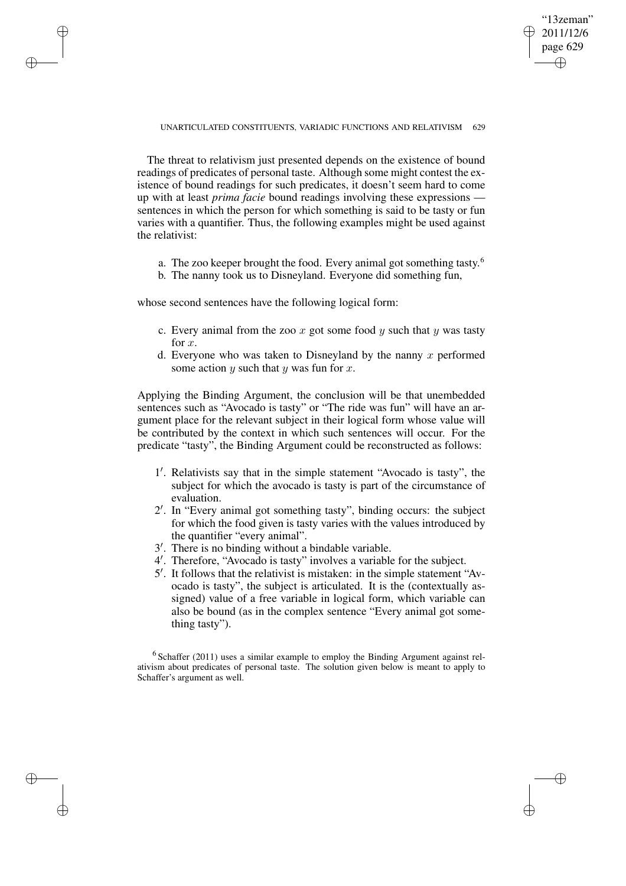The threat to relativism just presented depends on the existence of bound readings of predicates of personal taste. Although some might contest the existence of bound readings for such predicates, it doesn't seem hard to come up with at least *prima facie* bound readings involving these expressions — sentences in which the person for which something is said to be tasty or fun varies with a quantifier. Thus, the following examples might be used against the relativist:

a. The zoo keeper brought the food. Every animal got something tasty.[6]
b. The nanny took us to Disneyland. Everyone did something fun,

whose second sentences have the following logical form:

c. Every animal from the zoo $x$ got some food $y$ such that $y$ was tasty for $x$.
d. Everyone who was taken to Disneyland by the nanny $x$ performed some action $y$ such that $y$ was fun for $x$.

Applying the Binding Argument, the conclusion will be that unembedded sentences such as "Avocado is tasty" or "The ride was fun" will have an argument place for the relevant subject in their logical form whose value will be contributed by the context in which such sentences will occur. For the predicate "tasty", the Binding Argument could be reconstructed as follows:

1′. Relativists say that in the simple statement "Avocado is tasty", the subject for which the avocado is tasty is part of the circumstance of evaluation.
2′. In "Every animal got something tasty", binding occurs: the subject for which the food given is tasty varies with the values introduced by the quantifier "every animal".
3′. There is no binding without a bindable variable.
4′. Therefore, "Avocado is tasty" involves a variable for the subject.
5′. It follows that the relativist is mistaken: in the simple statement "Avocado is tasty", the subject is articulated. It is the (contextually assigned) value of a free variable in logical form, which variable can also be bound (as in the complex sentence "Every animal got something tasty").

[6] Schaffer (2011) uses a similar example to employ the Binding Argument against relativism about predicates of personal taste. The solution given below is meant to apply to Schaffer's argument as well.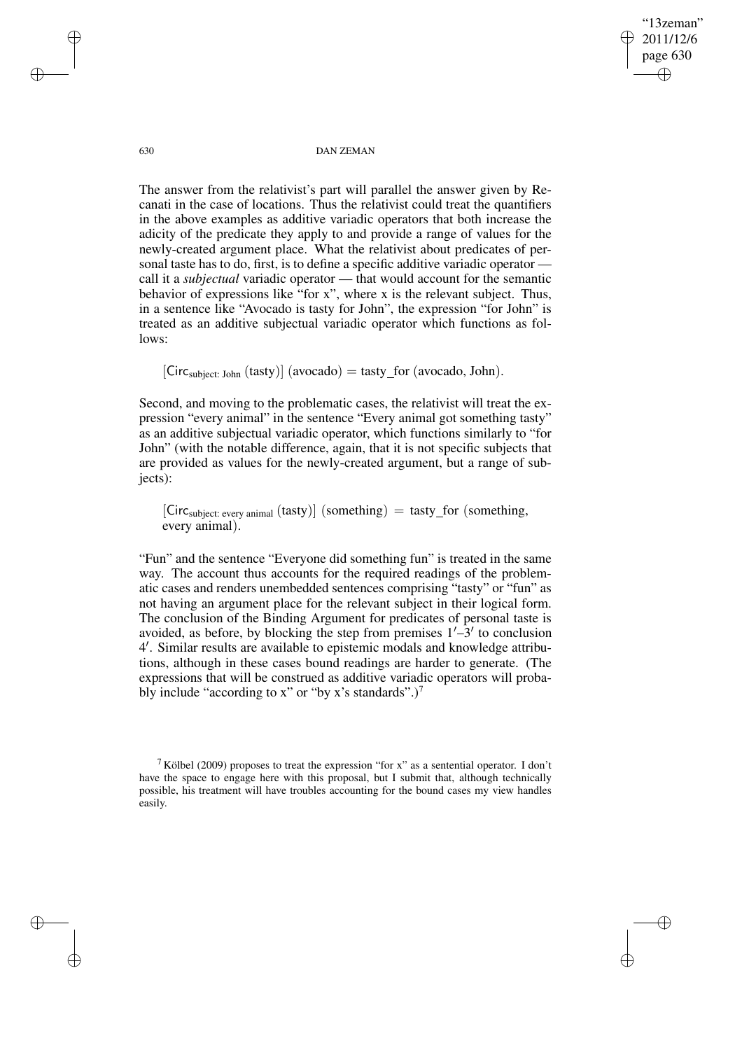The answer from the relativist's part will parallel the answer given by Recanati in the case of locations. Thus the relativist could treat the quantifiers in the above examples as additive variadic operators that both increase the adicity of the predicate they apply to and provide a range of values for the newly-created argument place. What the relativist about predicates of personal taste has to do, first, is to define a specific additive variadic operator — call it a *subjectual* variadic operator — that would account for the semantic behavior of expressions like "for x", where x is the relevant subject. Thus, in a sentence like "Avocado is tasty for John", the expression "for John" is treated as an additive subjectual variadic operator which functions as follows:

$[\mathsf{Circ}_{\text{subject: John}}\,(\text{tasty})]\,(\text{avocado}) = \text{tasty\_for}\,(\text{avocado, John}).$

Second, and moving to the problematic cases, the relativist will treat the expression "every animal" in the sentence "Every animal got something tasty" as an additive subjectual variadic operator, which functions similarly to "for John" (with the notable difference, again, that it is not specific subjects that are provided as values for the newly-created argument, but a range of subjects):

$[\mathsf{Circ}_{\text{subject: every animal}}\,(\text{tasty})]\,(\text{something}) = \text{tasty\_for}\,(\text{something, every animal}).$

"Fun" and the sentence "Everyone did something fun" is treated in the same way. The account thus accounts for the required readings of the problematic cases and renders unembedded sentences comprising "tasty" or "fun" as not having an argument place for the relevant subject in their logical form. The conclusion of the Binding Argument for predicates of personal taste is avoided, as before, by blocking the step from premises $1'$–$3'$ to conclusion $4'$. Similar results are available to epistemic modals and knowledge attributions, although in these cases bound readings are harder to generate. (The expressions that will be construed as additive variadic operators will probably include "according to x" or "by x's standards".)[7]

[7] Kölbel (2009) proposes to treat the expression "for x" as a sentential operator. I don't have the space to engage here with this proposal, but I submit that, although technically possible, his treatment will have troubles accounting for the bound cases my view handles easily.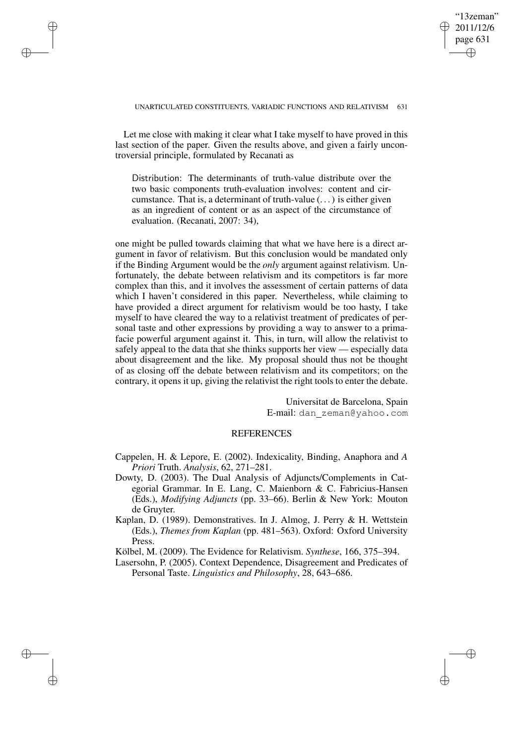Let me close with making it clear what I take myself to have proved in this last section of the paper. Given the results above, and given a fairly uncontroversial principle, formulated by Recanati as

> Distribution: The determinants of truth-value distribute over the two basic components truth-evaluation involves: content and circumstance. That is, a determinant of truth-value (...) is either given as an ingredient of content or as an aspect of the circumstance of evaluation. (Recanati, 2007: 34),

one might be pulled towards claiming that what we have here is a direct argument in favor of relativism. But this conclusion would be mandated only if the Binding Argument would be the *only* argument against relativism. Unfortunately, the debate between relativism and its competitors is far more complex than this, and it involves the assessment of certain patterns of data which I haven't considered in this paper. Nevertheless, while claiming to have provided a direct argument for relativism would be too hasty, I take myself to have cleared the way to a relativist treatment of predicates of personal taste and other expressions by providing a way to answer to a prima-facie powerful argument against it. This, in turn, will allow the relativist to safely appeal to the data that she thinks supports her view — especially data about disagreement and the like. My proposal should thus not be thought of as closing off the debate between relativism and its competitors; on the contrary, it opens it up, giving the relativist the right tools to enter the debate.

Universitat de Barcelona, Spain
E-mail: dan_zeman@yahoo.com

## REFERENCES

Cappelen, H. & Lepore, E. (2002). Indexicality, Binding, Anaphora and *A Priori* Truth. *Analysis*, 62, 271–281.

Dowty, D. (2003). The Dual Analysis of Adjuncts/Complements in Categorial Grammar. In E. Lang, C. Maienborn & C. Fabricius-Hansen (Eds.), *Modifying Adjuncts* (pp. 33–66). Berlin & New York: Mouton de Gruyter.

Kaplan, D. (1989). Demonstratives. In J. Almog, J. Perry & H. Wettstein (Eds.), *Themes from Kaplan* (pp. 481–563). Oxford: Oxford University Press.

Kölbel, M. (2009). The Evidence for Relativism. *Synthese*, 166, 375–394.

Lasersohn, P. (2005). Context Dependence, Disagreement and Predicates of Personal Taste. *Linguistics and Philosophy*, 28, 643–686.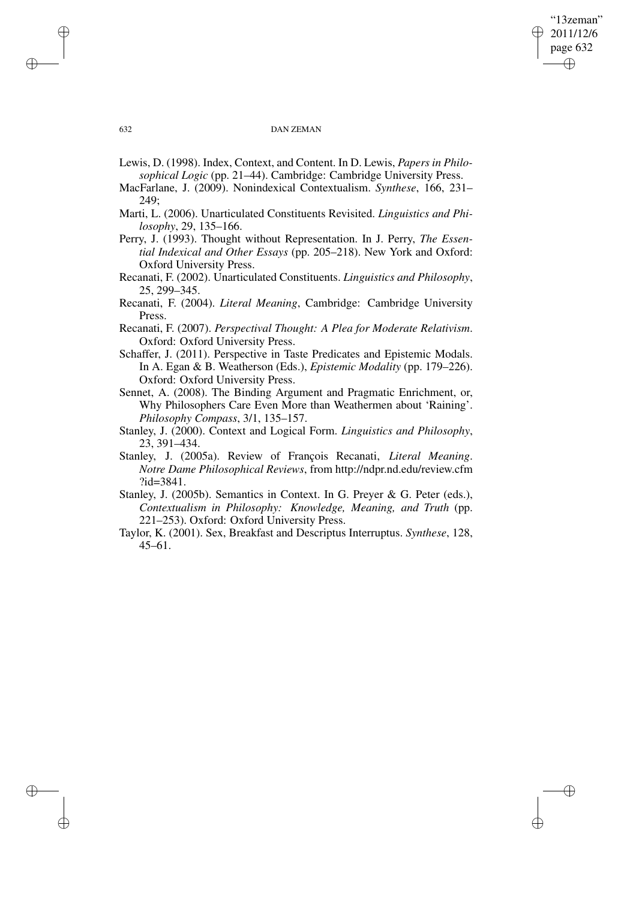Lewis, D. (1998). Index, Context, and Content. In D. Lewis, *Papers in Philosophical Logic* (pp. 21–44). Cambridge: Cambridge University Press.

MacFarlane, J. (2009). Nonindexical Contextualism. *Synthese*, 166, 231–249;

Marti, L. (2006). Unarticulated Constituents Revisited. *Linguistics and Philosophy*, 29, 135–166.

Perry, J. (1993). Thought without Representation. In J. Perry, *The Essential Indexical and Other Essays* (pp. 205–218). New York and Oxford: Oxford University Press.

Recanati, F. (2002). Unarticulated Constituents. *Linguistics and Philosophy*, 25, 299–345.

Recanati, F. (2004). *Literal Meaning*, Cambridge: Cambridge University Press.

Recanati, F. (2007). *Perspectival Thought: A Plea for Moderate Relativism*. Oxford: Oxford University Press.

Schaffer, J. (2011). Perspective in Taste Predicates and Epistemic Modals. In A. Egan & B. Weatherson (Eds.), *Epistemic Modality* (pp. 179–226). Oxford: Oxford University Press.

Sennet, A. (2008). The Binding Argument and Pragmatic Enrichment, or, Why Philosophers Care Even More than Weathermen about 'Raining'. *Philosophy Compass*, 3/1, 135–157.

Stanley, J. (2000). Context and Logical Form. *Linguistics and Philosophy*, 23, 391–434.

Stanley, J. (2005a). Review of François Recanati, *Literal Meaning*. *Notre Dame Philosophical Reviews*, from http://ndpr.nd.edu/review.cfm?id=3841.

Stanley, J. (2005b). Semantics in Context. In G. Preyer & G. Peter (eds.), *Contextualism in Philosophy: Knowledge, Meaning, and Truth* (pp. 221–253). Oxford: Oxford University Press.

Taylor, K. (2001). Sex, Breakfast and Descriptus Interruptus. *Synthese*, 128, 45–61.